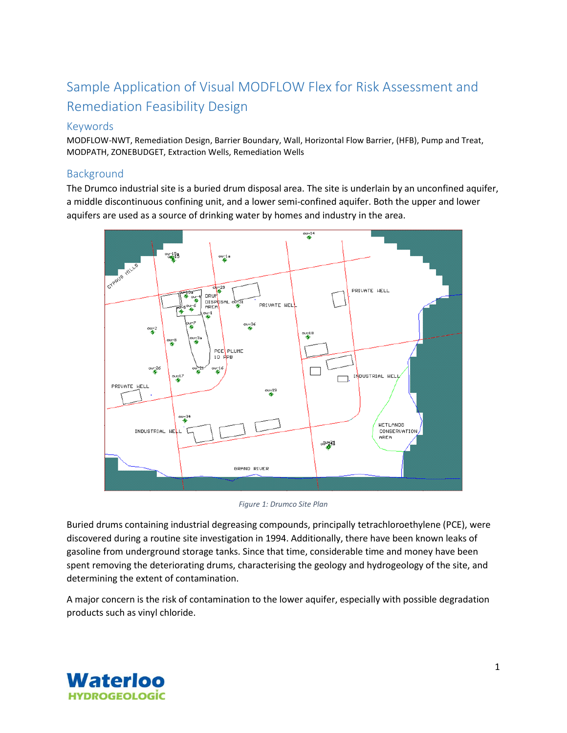# Sample Application of Visual MODFLOW Flex for Risk Assessment and Remediation Feasibility Design

## Keywords

MODFLOW-NWT, Remediation Design, Barrier Boundary, Wall, Horizontal Flow Barrier, (HFB), Pump and Treat, MODPATH, ZONEBUDGET, Extraction Wells, Remediation Wells

## Background

The Drumco industrial site is a buried drum disposal area. The site is underlain by an unconfined aquifer, a middle discontinuous confining unit, and a lower semi-confined aquifer. Both the upper and lower aquifers are used as a source of drinking water by homes and industry in the area.

*Figure 1: Drumco Site Plan*

Buried drums containing industrial degreasing compounds, principally tetrachloroethylene (PCE), were discovered during a routine site investigation in 1994. Additionally, there have been known leaks of gasoline from underground storage tanks. Since that time, considerable time and money have been spent removing the deteriorating drums, characterising the geology and hydrogeology of the site, and determining the extent of contamination.

A major concern is the risk of contamination to the lower aquifer, especially with possible degradation products such as vinyl chloride.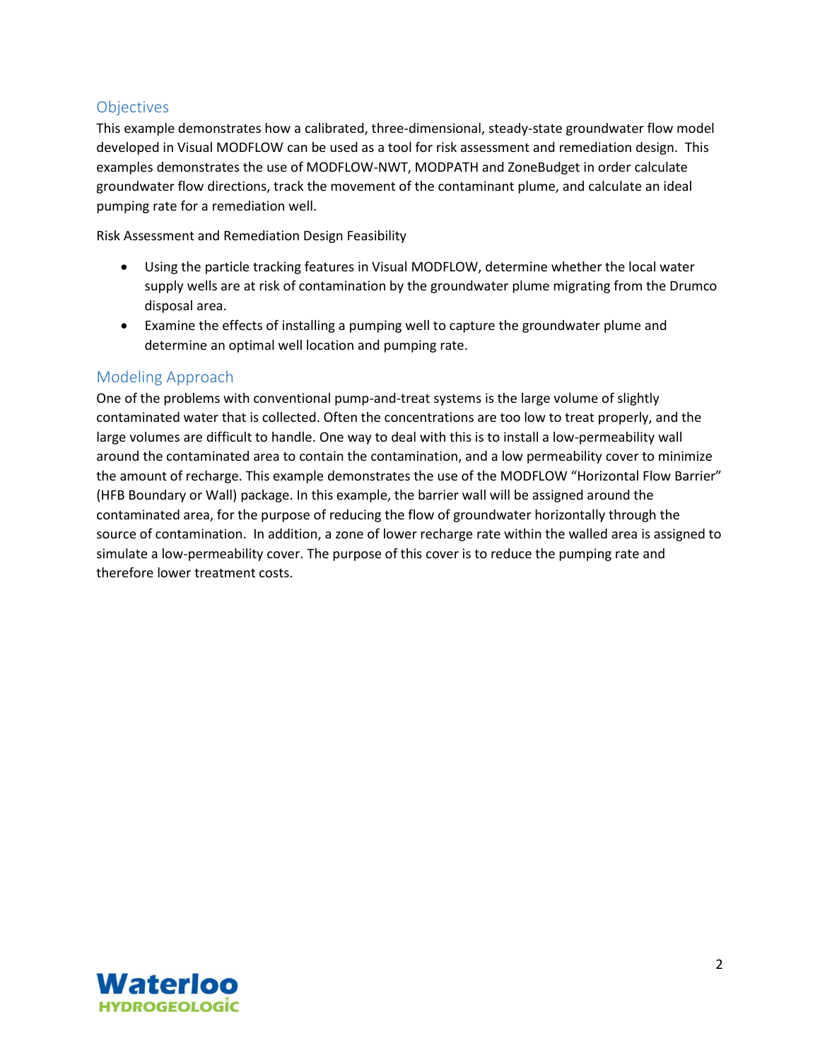## Objectives

This example demonstrates how a calibrated, three-dimensional, steady-state groundwater flow model developed in Visual MODFLOW can be used as a tool for risk assessment and remediation design. This examples demonstrates the use of MODFLOW-NWT, MODPATH and ZoneBudget in order calculate groundwater flow directions, track the movement of the contaminant plume, and calculate an ideal pumping rate for a remediation well.

Risk Assessment and Remediation Design Feasibility

- Using the particle tracking features in Visual MODFLOW, determine whether the local water supply wells are at risk of contamination by the groundwater plume migrating from the Drumco disposal area.
- Examine the effects of installing a pumping well to capture the groundwater plume and determine an optimal well location and pumping rate.

## Modeling Approach

One of the problems with conventional pump-and-treat systems is the large volume of slightly contaminated water that is collected. Often the concentrations are too low to treat properly, and the large volumes are difficult to handle. One way to deal with this is to install a low-permeability wall around the contaminated area to contain the contamination, and a low permeability cover to minimize the amount of recharge. This example demonstrates the use of the MODFLOW "Horizontal Flow Barrier" (HFB Boundary or Wall) package. In this example, the barrier wall will be assigned around the contaminated area, for the purpose of reducing the flow of groundwater horizontally through the source of contamination. In addition, a zone of lower recharge rate within the walled area is assigned to simulate a low-permeability cover. The purpose of this cover is to reduce the pumping rate and therefore lower treatment costs.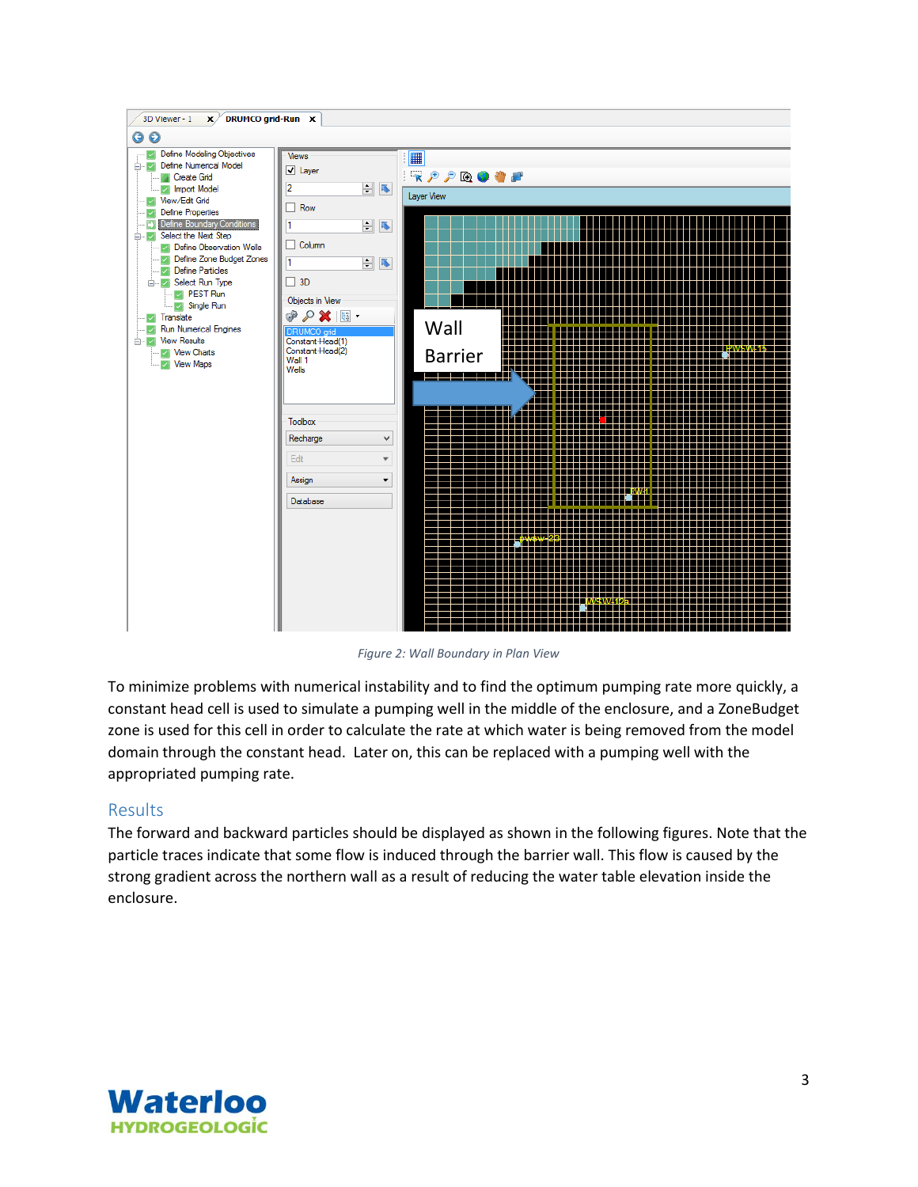Figure 2: Wall Boundary in Plan View

To minimize problems with numerical instability and to find the optimum pumping rate more quickly, a constant head cell is used to simulate a pumping well in the middle of the enclosure, and a ZoneBudget zone is used for this cell in order to calculate the rate at which water is being removed from the model domain through the constant head. Later on, this can be replaced with a pumping well with the appropriated pumping rate.

## Results

The forward and backward particles should be displayed as shown in the following figures. Note that the particle traces indicate that some flow is induced through the barrier wall. This flow is caused by the strong gradient across the northern wall as a result of reducing the water table elevation inside the enclosure.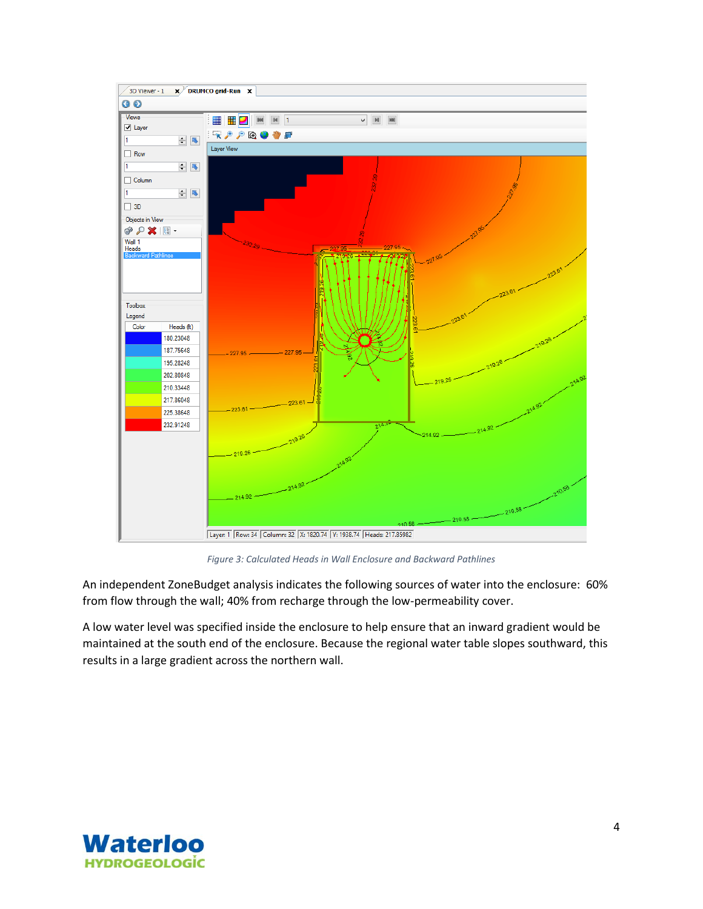*Figure 3: Calculated Heads in Wall Enclosure and Backward Pathlines*

An independent ZoneBudget analysis indicates the following sources of water into the enclosure: 60% from flow through the wall; 40% from recharge through the low-permeability cover.

A low water level was specified inside the enclosure to help ensure that an inward gradient would be maintained at the south end of the enclosure. Because the regional water table slopes southward, this results in a large gradient across the northern wall.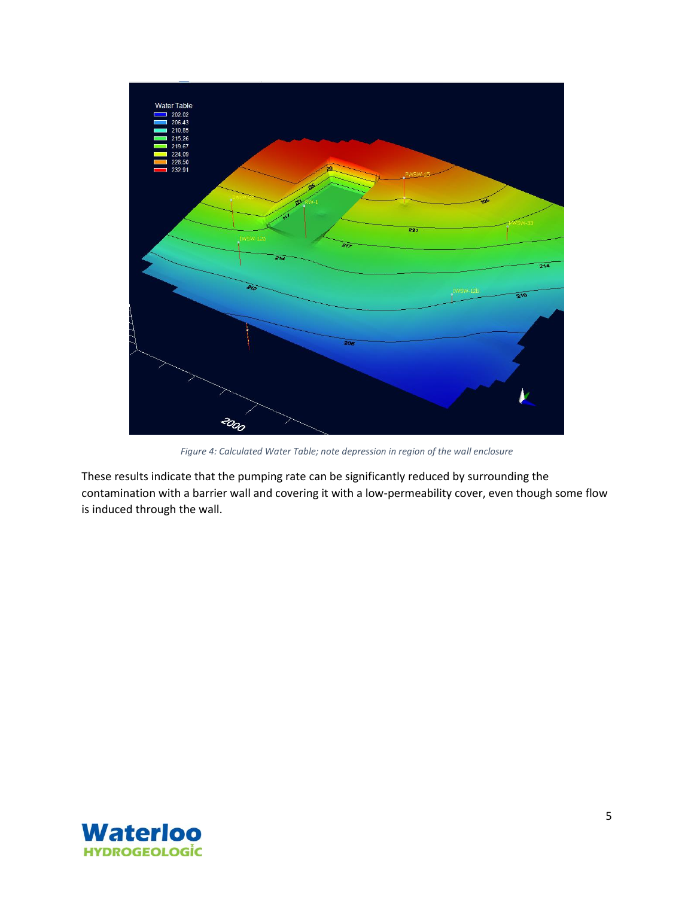*Figure 4: Calculated Water Table; note depression in region of the wall enclosure*

These results indicate that the pumping rate can be significantly reduced by surrounding the contamination with a barrier wall and covering it with a low-permeability cover, even though some flow is induced through the wall.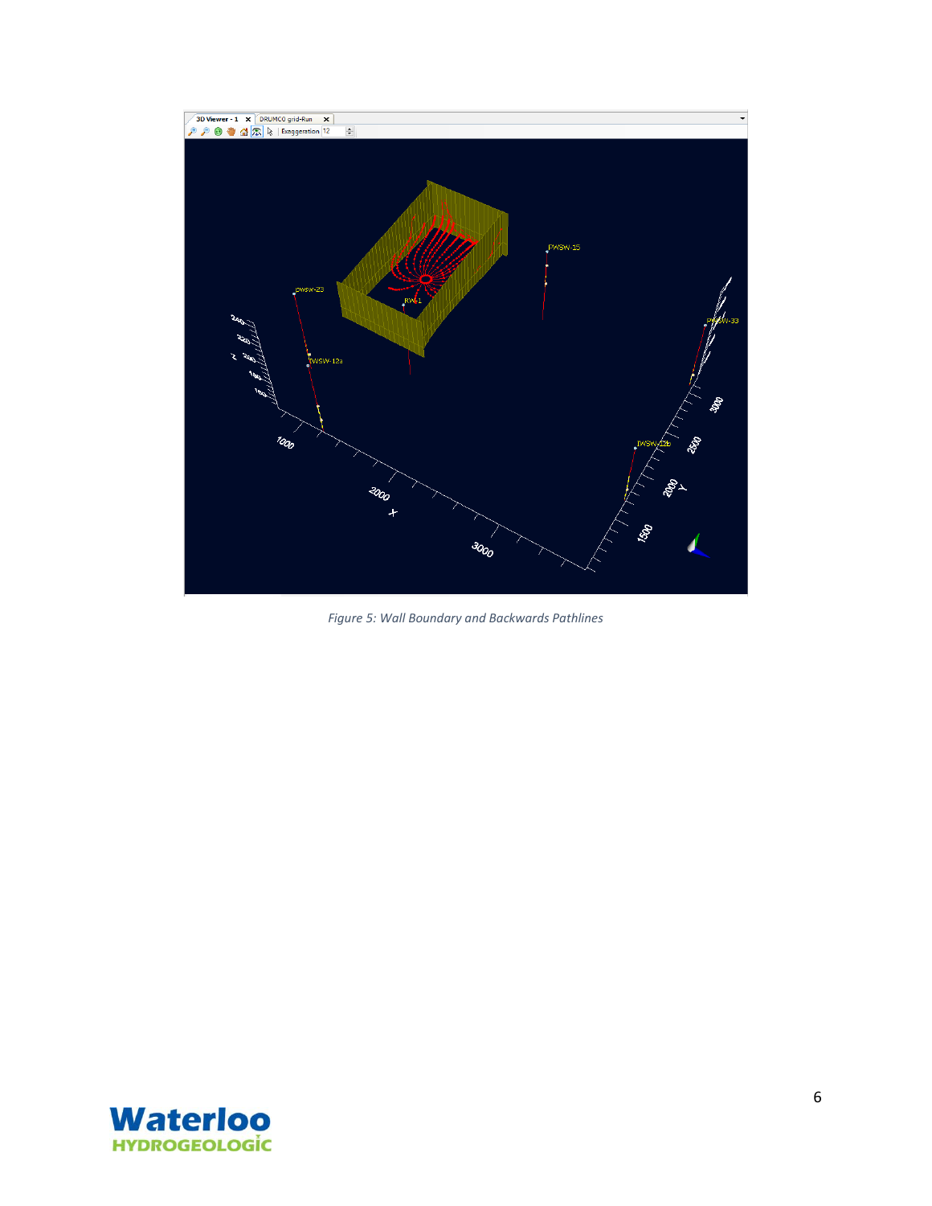3D Viewer - 1 | DRUMCO grid-Run

Exaggeration 12

PWSW-15

PWSW-23

RW-1

PWSW-33

PWSW-12a

IWSW-12b

240
220
Z 200
180
160

1000
2000
X
3000

1500
2000
Y
2500
3000

*Figure 5: Wall Boundary and Backwards Pathlines*